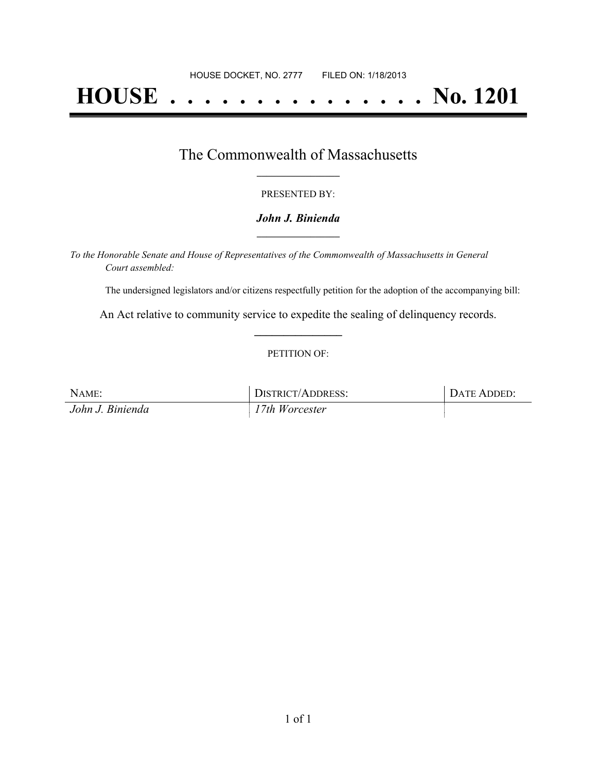HOUSE DOCKET, NO. 2777 FILED ON: 1/18/2013

# HOUSE . . . . . . . . . . . . . . . No. 1201

## The Commonwealth of Massachusetts

PRESENTED BY:

***John J. Binienda***

*To the Honorable Senate and House of Representatives of the Commonwealth of Massachusetts in General Court assembled:*

The undersigned legislators and/or citizens respectfully petition for the adoption of the accompanying bill:

An Act relative to community service to expedite the sealing of delinquency records.

PETITION OF:

| NAME: | DISTRICT/ADDRESS: | DATE ADDED: |
|---|---|---|
| *John J. Binienda* | *17th Worcester* | |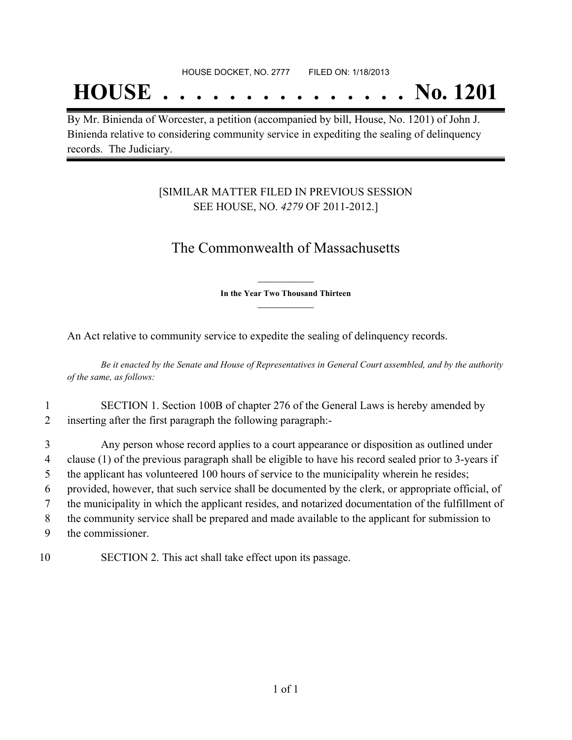HOUSE DOCKET, NO. 2777 FILED ON: 1/18/2013

# HOUSE . . . . . . . . . . . . . . . No. 1201

By Mr. Binienda of Worcester, a petition (accompanied by bill, House, No. 1201) of John J. Binienda relative to considering community service in expediting the sealing of delinquency records. The Judiciary.

[SIMILAR MATTER FILED IN PREVIOUS SESSION SEE HOUSE, NO. *4279* OF 2011-2012.]

## The Commonwealth of Massachusetts

**In the Year Two Thousand Thirteen**

An Act relative to community service to expedite the sealing of delinquency records.

*Be it enacted by the Senate and House of Representatives in General Court assembled, and by the authority of the same, as follows:*

1 SECTION 1. Section 100B of chapter 276 of the General Laws is hereby amended by
2 inserting after the first paragraph the following paragraph:-

3 Any person whose record applies to a court appearance or disposition as outlined under
4 clause (1) of the previous paragraph shall be eligible to have his record sealed prior to 3-years if
5 the applicant has volunteered 100 hours of service to the municipality wherein he resides;
6 provided, however, that such service shall be documented by the clerk, or appropriate official, of
7 the municipality in which the applicant resides, and notarized documentation of the fulfillment of
8 the community service shall be prepared and made available to the applicant for submission to
9 the commissioner.

10 SECTION 2. This act shall take effect upon its passage.